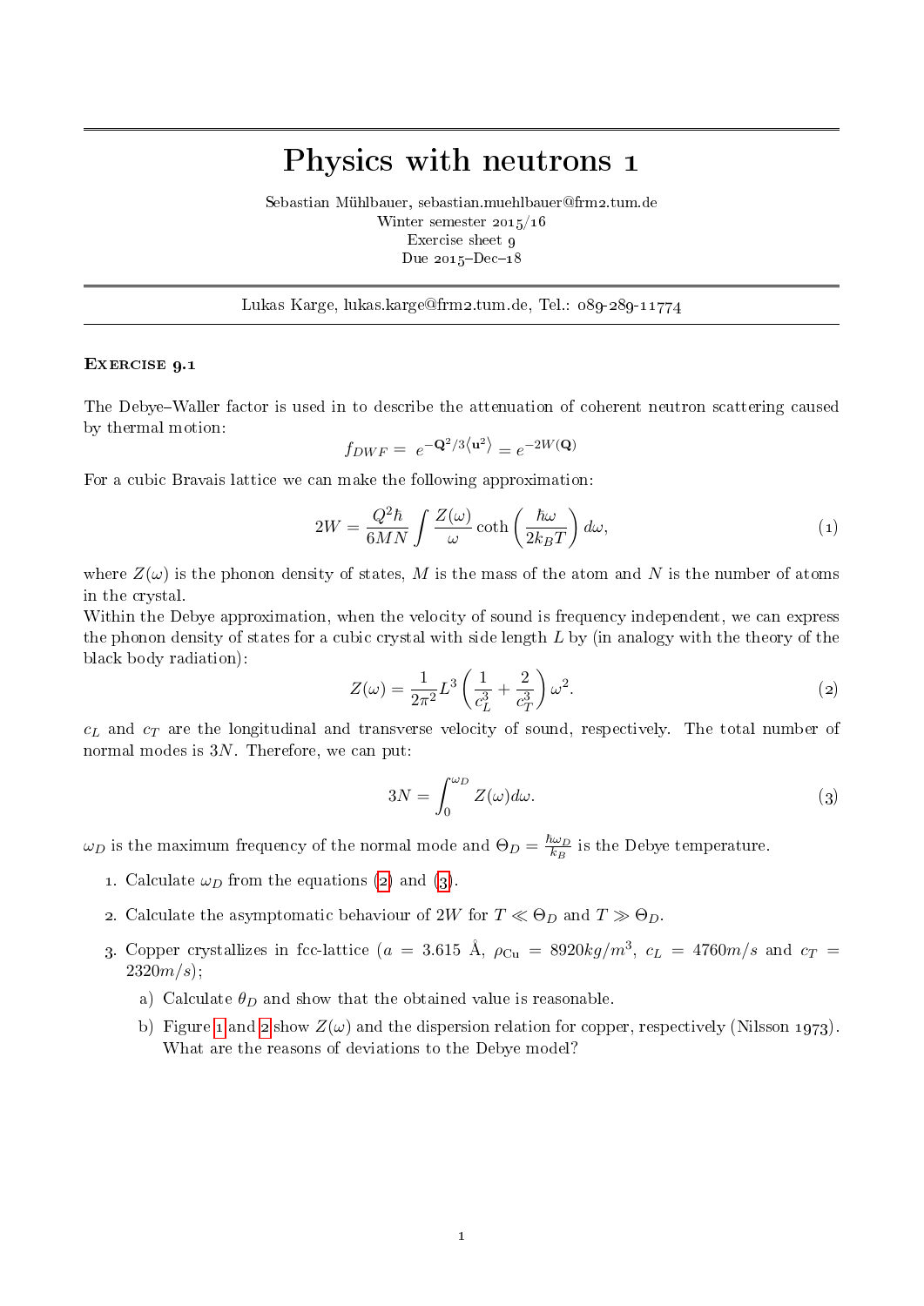# Physics with neutrons 1

Sebastian Mühlbauer, sebastian.muehlbauer@frm2.tum.de
Winter semester 2015/16
Exercise sheet 9
Due 2015–Dec–18

---

Lukas Karge, lukas.karge@frm2.tum.de, Tel.: 089-289-11774

---

### Exercise 9.1

The Debye–Waller factor is used in to describe the attenuation of coherent neutron scattering caused by thermal motion:

$$f_{DWF} = e^{-\mathbf{Q}^2/3\langle \mathbf{u}^2 \rangle} = e^{-2W(\mathbf{Q})}$$

For a cubic Bravais lattice we can make the following approximation:

$$2W = \frac{Q^2\hbar}{6MN} \int \frac{Z(\omega)}{\omega} \coth\left(\frac{\hbar\omega}{2k_BT}\right) d\omega, \tag{1}$$

where $Z(\omega)$ is the phonon density of states, $M$ is the mass of the atom and $N$ is the number of atoms in the crystal.

Within the Debye approximation, when the velocity of sound is frequency independent, we can express the phonon density of states for a cubic crystal with side length $L$ by (in analogy with the theory of the black body radiation):

$$Z(\omega) = \frac{1}{2\pi^2} L^3 \left(\frac{1}{c_L^3} + \frac{2}{c_T^3}\right) \omega^2. \tag{2}$$

$c_L$ and $c_T$ are the longitudinal and transverse velocity of sound, respectively. The total number of normal modes is $3N$. Therefore, we can put:

$$3N = \int_0^{\omega_D} Z(\omega) d\omega. \tag{3}$$

$\omega_D$ is the maximum frequency of the normal mode and $\Theta_D = \frac{\hbar\omega_D}{k_B}$ is the Debye temperature.

1. Calculate $\omega_D$ from the equations (2) and (3).
2. Calculate the asymptomatic behaviour of $2W$ for $T \ll \Theta_D$ and $T \gg \Theta_D$.
3. Copper crystallizes in fcc-lattice ($a = 3.615$ Å, $\rho_{\mathrm{Cu}} = 8920 kg/m^3$, $c_L = 4760 m/s$ and $c_T = 2320 m/s$);
   a) Calculate $\theta_D$ and show that the obtained value is reasonable.
   b) Figure 1 and 2 show $Z(\omega)$ and the dispersion relation for copper, respectively (Nilsson 1973). What are the reasons of deviations to the Debye model?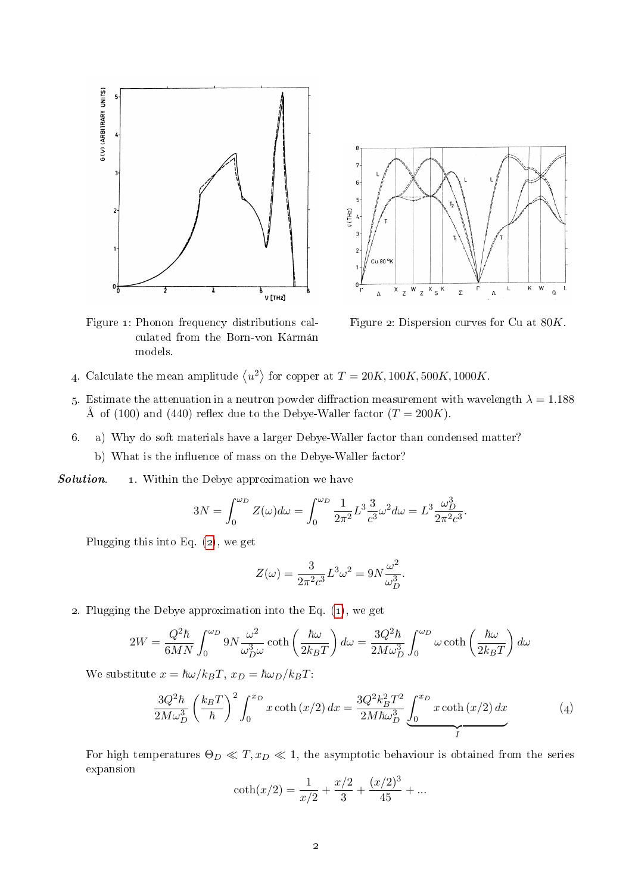Figure 1: Phonon frequency distributions calculated from the Born-von Kármán models.

Figure 2: Dispersion curves for Cu at $80K$.

4. Calculate the mean amplitude $\langle u^2 \rangle$ for copper at $T = 20K, 100K, 500K, 1000K$.

5. Estimate the attenuation in a neutron powder diffraction measurement with wavelength $\lambda = 1.188$ Å of (100) and (440) reflex due to the Debye-Waller factor ($T = 200K$).

6. a) Why do soft materials have a larger Debye-Waller factor than condensed matter?

   b) What is the influence of mass on the Debye-Waller factor?

***Solution.*** 1. Within the Debye approximation we have

$$3N = \int_0^{\omega_D} Z(\omega) d\omega = \int_0^{\omega_D} \frac{1}{2\pi^2} L^3 \frac{3}{c^3} \omega^2 d\omega = L^3 \frac{\omega_D^3}{2\pi^2 c^3}.$$

Plugging this into Eq. (2), we get

$$Z(\omega) = \frac{3}{2\pi^2 c^3} L^3 \omega^2 = 9N \frac{\omega^2}{\omega_D^3}.$$

2. Plugging the Debye approximation into the Eq. (1), we get

$$2W = \frac{Q^2 \hbar}{6MN} \int_0^{\omega_D} 9N \frac{\omega^2}{\omega_D^3 \omega} \coth\left(\frac{\hbar\omega}{2k_B T}\right) d\omega = \frac{3Q^2\hbar}{2M\omega_D^3} \int_0^{\omega_D} \omega \coth\left(\frac{\hbar\omega}{2k_B T}\right) d\omega$$

We substitute $x = \hbar\omega/k_B T$, $x_D = \hbar\omega_D/k_B T$:

$$\frac{3Q^2\hbar}{2M\omega_D^3} \left(\frac{k_B T}{\hbar}\right)^2 \int_0^{x_D} x \coth(x/2)\, dx = \frac{3Q^2 k_B^2 T^2}{2M\hbar\omega_D^3} \underbrace{\int_0^{x_D} x \coth(x/2)\, dx}_{I} \tag{4}$$

For high temperatures $\Theta_D \ll T, x_D \ll 1$, the asymptotic behaviour is obtained from the series expansion

$$\coth(x/2) = \frac{1}{x/2} + \frac{x/2}{3} + \frac{(x/2)^3}{45} + \ldots$$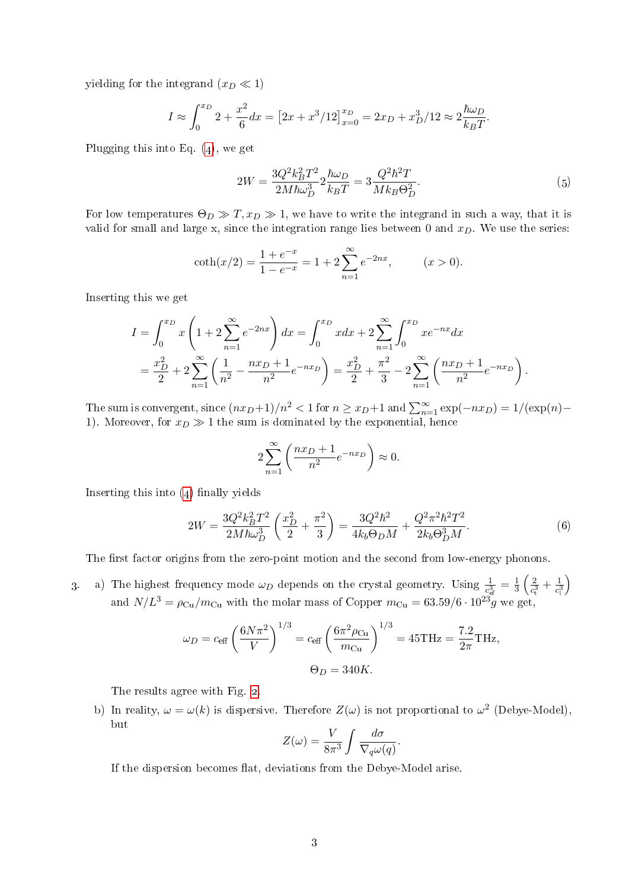yielding for the integrand ($x_D \ll 1$)

$$I \approx \int_0^{x_D} 2 + \frac{x^2}{6} dx = \left[2x + x^3/12\right]_{x=0}^{x_D} = 2x_D + x_D^3/12 \approx 2\frac{\hbar\omega_D}{k_B T}.$$

Plugging this into Eq. (4), we get

$$2W = \frac{3Q^2 k_B^2 T^2}{2M\hbar\omega_D^3} 2\frac{\hbar\omega_D}{k_B T} = 3\frac{Q^2\hbar^2 T}{M k_B \Theta_D^2}. \tag{5}$$

For low temperatures $\Theta_D \gg T, x_D \gg 1$, we have to write the integrand in such a way, that it is valid for small and large x, since the integration range lies between 0 and $x_D$. We use the series:

$$\coth(x/2) = \frac{1+e^{-x}}{1-e^{-x}} = 1 + 2\sum_{n=1}^{\infty} e^{-2nx}, \qquad (x > 0).$$

Inserting this we get

$$I = \int_0^{x_D} x\left(1 + 2\sum_{n=1}^{\infty} e^{-2nx}\right) dx = \int_0^{x_D} x dx + 2\sum_{n=1}^{\infty}\int_0^{x_D} x e^{-nx} dx$$
$$= \frac{x_D^2}{2} + 2\sum_{n=1}^{\infty}\left(\frac{1}{n^2} - \frac{n x_D + 1}{n^2} e^{-n x_D}\right) = \frac{x_D^2}{2} + \frac{\pi^2}{3} - 2\sum_{n=1}^{\infty}\left(\frac{n x_D + 1}{n^2} e^{-n x_D}\right).$$

The sum is convergent, since $(n x_D + 1)/n^2 < 1$ for $n \geq x_D + 1$ and $\sum_{n=1}^{\infty} \exp(-n x_D) = 1/(\exp(n) - 1)$. Moreover, for $x_D \gg 1$ the sum is dominated by the exponential, hence

$$2\sum_{n=1}^{\infty}\left(\frac{n x_D + 1}{n^2} e^{-n x_D}\right) \approx 0.$$

Inserting this into (4) finally yields

$$2W = \frac{3Q^2 k_B^2 T^2}{2M\hbar\omega_D^3}\left(\frac{x_D^2}{2} + \frac{\pi^2}{3}\right) = \frac{3Q^2\hbar^2}{4k_b\Theta_D M} + \frac{Q^2\pi^2\hbar^2 T^2}{2k_b\Theta_D^3 M}. \tag{6}$$

The first factor origins from the zero-point motion and the second from low-energy phonons.

3. a) The highest frequency mode $\omega_D$ depends on the crystal geometry. Using $\frac{1}{c_{\text{ef}}^3} = \frac{1}{3}\left(\frac{2}{c_t^3} + \frac{1}{c_l^3}\right)$ and $N/L^3 = \rho_{\text{Cu}}/m_{\text{Cu}}$ with the molar mass of Copper $m_{\text{Cu}} = 63.59/6 \cdot 10^{23} g$ we get,

$$\omega_D = c_{\text{eff}}\left(\frac{6N\pi^2}{V}\right)^{1/3} = c_{\text{eff}}\left(\frac{6\pi^2\rho_{\text{Cu}}}{m_{\text{Cu}}}\right)^{1/3} = 45\text{THz} = \frac{7.2}{2\pi}\text{THz},$$

$$\Theta_D = 340K.$$

The results agree with Fig. 2.

b) In reality, $\omega = \omega(k)$ is dispersive. Therefore $Z(\omega)$ is not proportional to $\omega^2$ (Debye-Model), but

$$Z(\omega) = \frac{V}{8\pi^3}\int \frac{d\sigma}{\nabla_q\omega(q)}.$$

If the dispersion becomes flat, deviations from the Debye-Model arise.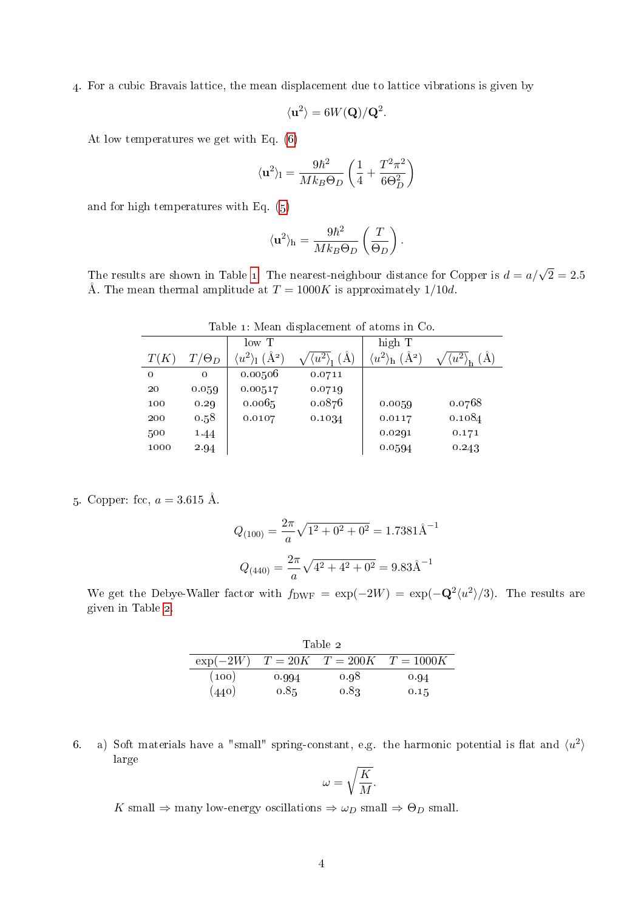4. For a cubic Bravais lattice, the mean displacement due to lattice vibrations is given by

$$\langle \mathbf{u}^2 \rangle = 6W(\mathbf{Q})/\mathbf{Q}^2.$$

At low temperatures we get with Eq. (6)

$$\langle \mathbf{u}^2 \rangle_\mathrm{l} = \frac{9\hbar^2}{M k_B \Theta_D}\left(\frac{1}{4} + \frac{T^2\pi^2}{6\Theta_D^2}\right)$$

and for high temperatures with Eq. (5)

$$\langle \mathbf{u}^2 \rangle_\mathrm{h} = \frac{9\hbar^2}{M k_B \Theta_D}\left(\frac{T}{\Theta_D}\right).$$

The results are shown in Table 1. The nearest-neighbour distance for Copper is $d = a/\sqrt{2} = 2.5$ Å. The mean thermal amplitude at $T = 1000K$ is approximately $1/10d$.

Table 1: Mean displacement of atoms in Co.

| | | low T | | high T | |
|---|---|---|---|---|---|
| $T(K)$ | $T/\Theta_D$ | $\langle u^2 \rangle_\mathrm{l}$ (Å²) | $\sqrt{\langle u^2 \rangle_\mathrm{l}}$ (Å) | $\langle u^2 \rangle_\mathrm{h}$ (Å²) | $\sqrt{\langle u^2 \rangle_\mathrm{h}}$ (Å) |
| 0 | 0 | 0.00506 | 0.0711 | | |
| 20 | 0.059 | 0.00517 | 0.0719 | | |
| 100 | 0.29 | 0.0065 | 0.0876 | 0.0059 | 0.0768 |
| 200 | 0.58 | 0.0107 | 0.1034 | 0.0117 | 0.1084 |
| 500 | 1.44 | | | 0.0291 | 0.171 |
| 1000 | 2.94 | | | 0.0594 | 0.243 |

5. Copper: fcc, $a = 3.615$ Å.

$$Q_{(100)} = \frac{2\pi}{a}\sqrt{1^2 + 0^2 + 0^2} = 1.7381\text{Å}^{-1}$$

$$Q_{(440)} = \frac{2\pi}{a}\sqrt{4^2 + 4^2 + 0^2} = 9.83\text{Å}^{-1}$$

We get the Debye-Waller factor with $f_{\mathrm{DWF}} = \exp(-2W) = \exp(-\mathbf{Q}^2\langle u^2 \rangle/3)$. The results are given in Table 2.

Table 2

| $\exp(-2W)$ | $T = 20K$ | $T = 200K$ | $T = 1000K$ |
|---|---|---|---|
| (100) | 0.994 | 0.98 | 0.94 |
| (440) | 0.85 | 0.83 | 0.15 |

6. a) Soft materials have a "small" spring-constant, e.g. the harmonic potential is flat and $\langle u^2 \rangle$ large

$$\omega = \sqrt{\frac{K}{M}}.$$

$K$ small $\Rightarrow$ many low-energy oscillations $\Rightarrow$ $\omega_D$ small $\Rightarrow$ $\Theta_D$ small.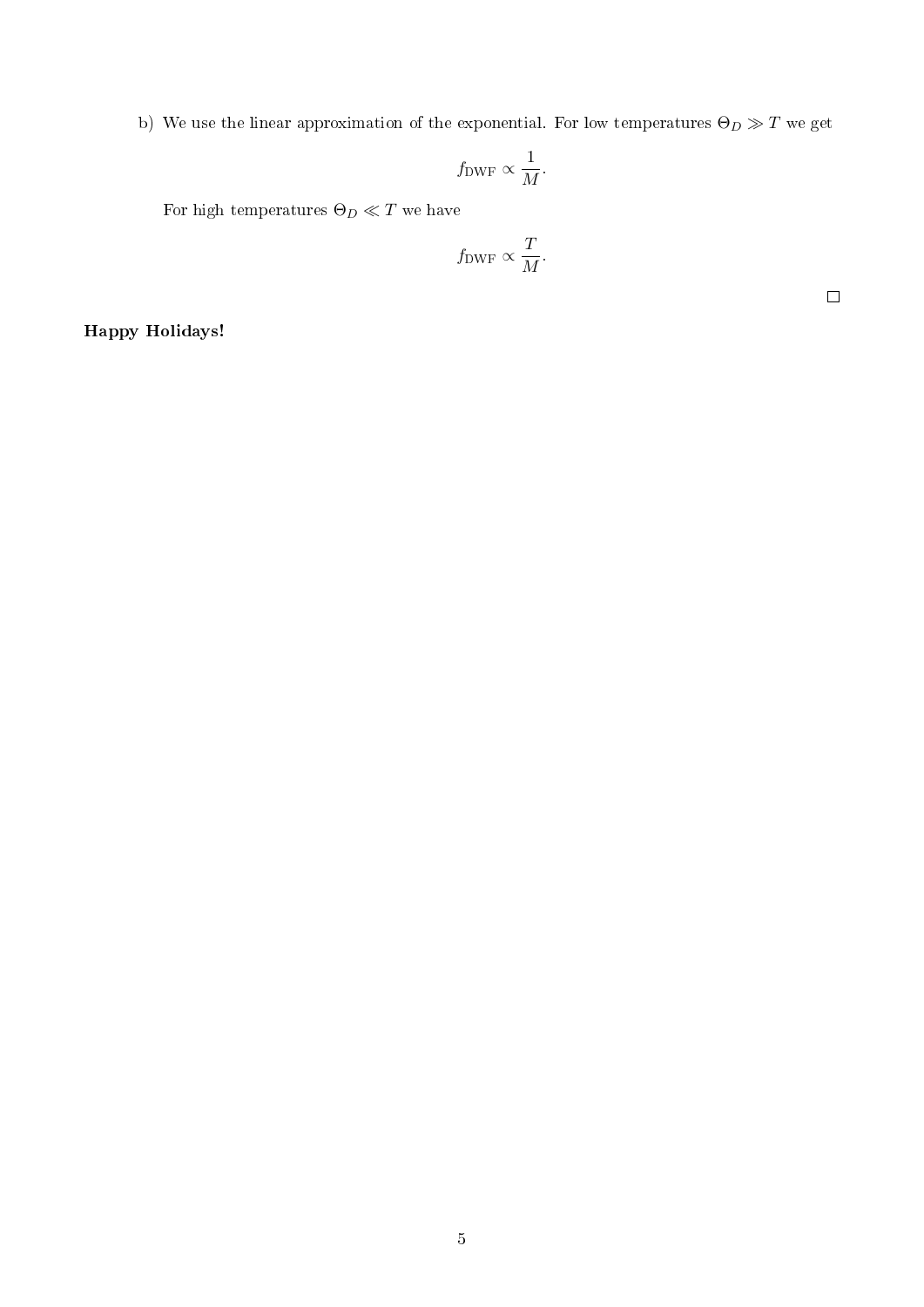b) We use the linear approximation of the exponential. For low temperatures $\Theta_D \gg T$ we get

$$f_{\text{DWF}} \propto \frac{1}{M}.$$

For high temperatures $\Theta_D \ll T$ we have

$$f_{\text{DWF}} \propto \frac{T}{M}.$$

□

**Happy Holidays!**